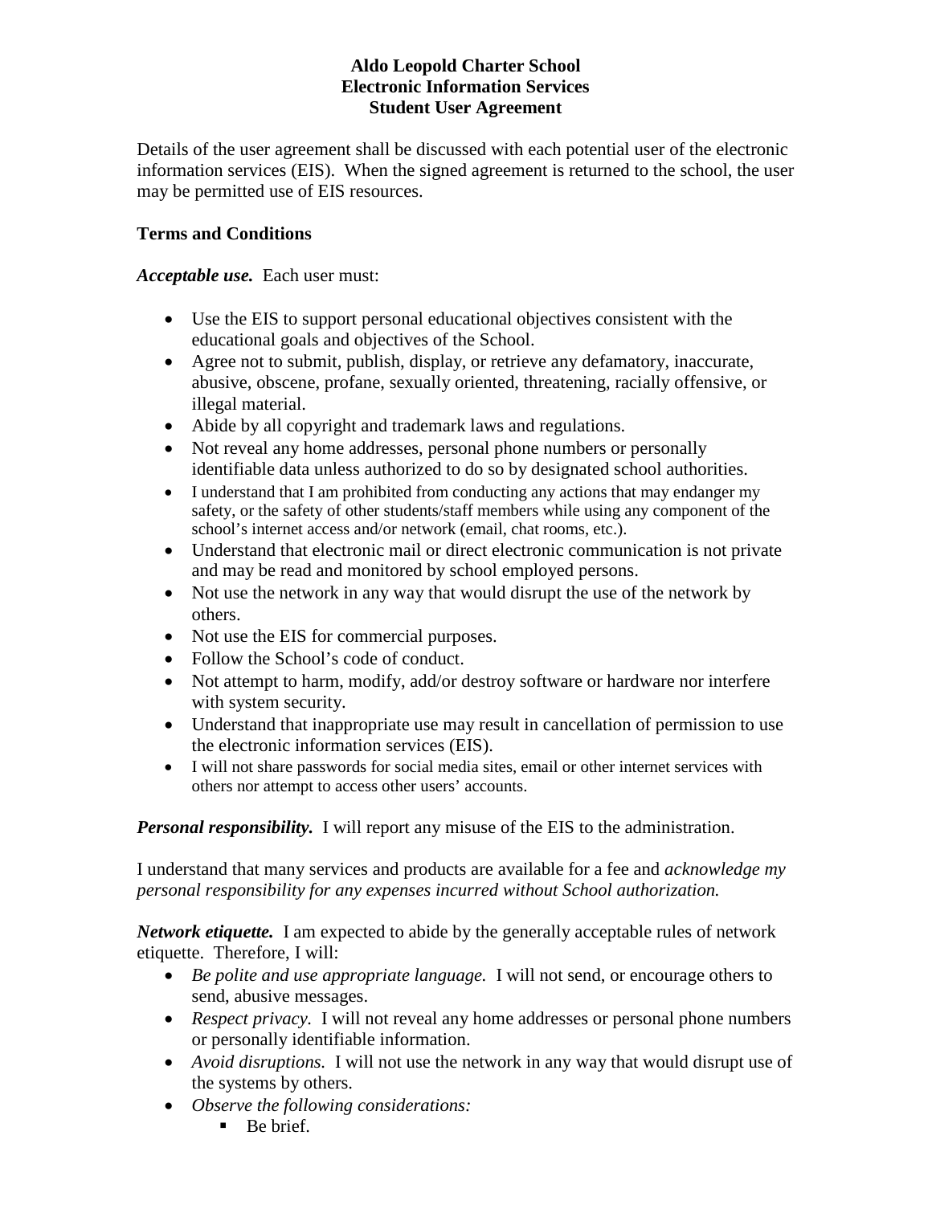# Aldo Leopold Charter School
## Electronic Information Services
## Student User Agreement

Details of the user agreement shall be discussed with each potential user of the electronic information services (EIS). When the signed agreement is returned to the school, the user may be permitted use of EIS resources.

### Terms and Conditions

***Acceptable use.*** Each user must:

- Use the EIS to support personal educational objectives consistent with the educational goals and objectives of the School.
- Agree not to submit, publish, display, or retrieve any defamatory, inaccurate, abusive, obscene, profane, sexually oriented, threatening, racially offensive, or illegal material.
- Abide by all copyright and trademark laws and regulations.
- Not reveal any home addresses, personal phone numbers or personally identifiable data unless authorized to do so by designated school authorities.
- I understand that I am prohibited from conducting any actions that may endanger my safety, or the safety of other students/staff members while using any component of the school's internet access and/or network (email, chat rooms, etc.).
- Understand that electronic mail or direct electronic communication is not private and may be read and monitored by school employed persons.
- Not use the network in any way that would disrupt the use of the network by others.
- Not use the EIS for commercial purposes.
- Follow the School's code of conduct.
- Not attempt to harm, modify, add/or destroy software or hardware nor interfere with system security.
- Understand that inappropriate use may result in cancellation of permission to use the electronic information services (EIS).
- I will not share passwords for social media sites, email or other internet services with others nor attempt to access other users' accounts.

***Personal responsibility.*** I will report any misuse of the EIS to the administration.

I understand that many services and products are available for a fee and *acknowledge my personal responsibility for any expenses incurred without School authorization.*

***Network etiquette.*** I am expected to abide by the generally acceptable rules of network etiquette. Therefore, I will:

- *Be polite and use appropriate language.* I will not send, or encourage others to send, abusive messages.
- *Respect privacy.* I will not reveal any home addresses or personal phone numbers or personally identifiable information.
- *Avoid disruptions.* I will not use the network in any way that would disrupt use of the systems by others.
- *Observe the following considerations:*
  - Be brief.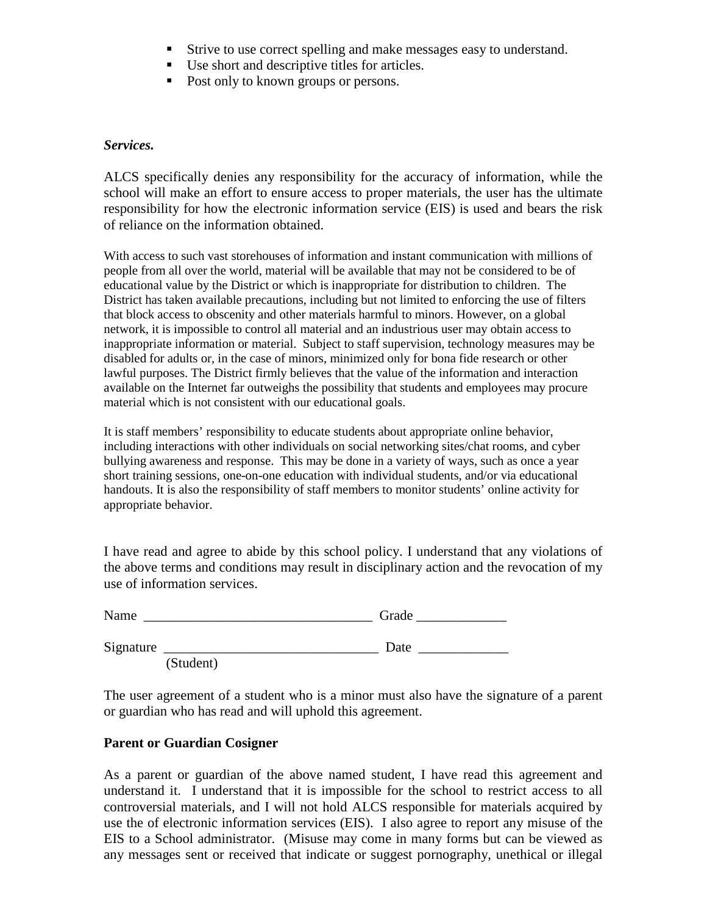- Strive to use correct spelling and make messages easy to understand.
- Use short and descriptive titles for articles.
- Post only to known groups or persons.

***Services.***

ALCS specifically denies any responsibility for the accuracy of information, while the school will make an effort to ensure access to proper materials, the user has the ultimate responsibility for how the electronic information service (EIS) is used and bears the risk of reliance on the information obtained.

With access to such vast storehouses of information and instant communication with millions of people from all over the world, material will be available that may not be considered to be of educational value by the District or which is inappropriate for distribution to children. The District has taken available precautions, including but not limited to enforcing the use of filters that block access to obscenity and other materials harmful to minors. However, on a global network, it is impossible to control all material and an industrious user may obtain access to inappropriate information or material. Subject to staff supervision, technology measures may be disabled for adults or, in the case of minors, minimized only for bona fide research or other lawful purposes. The District firmly believes that the value of the information and interaction available on the Internet far outweighs the possibility that students and employees may procure material which is not consistent with our educational goals.

It is staff members' responsibility to educate students about appropriate online behavior, including interactions with other individuals on social networking sites/chat rooms, and cyber bullying awareness and response. This may be done in a variety of ways, such as once a year short training sessions, one-on-one education with individual students, and/or via educational handouts. It is also the responsibility of staff members to monitor students' online activity for appropriate behavior.

I have read and agree to abide by this school policy. I understand that any violations of the above terms and conditions may result in disciplinary action and the revocation of my use of information services.

Name ________________________________ Grade ____________

Signature ______________________________ Date ____________
(Student)

The user agreement of a student who is a minor must also have the signature of a parent or guardian who has read and will uphold this agreement.

**Parent or Guardian Cosigner**

As a parent or guardian of the above named student, I have read this agreement and understand it. I understand that it is impossible for the school to restrict access to all controversial materials, and I will not hold ALCS responsible for materials acquired by use the of electronic information services (EIS). I also agree to report any misuse of the EIS to a School administrator. (Misuse may come in many forms but can be viewed as any messages sent or received that indicate or suggest pornography, unethical or illegal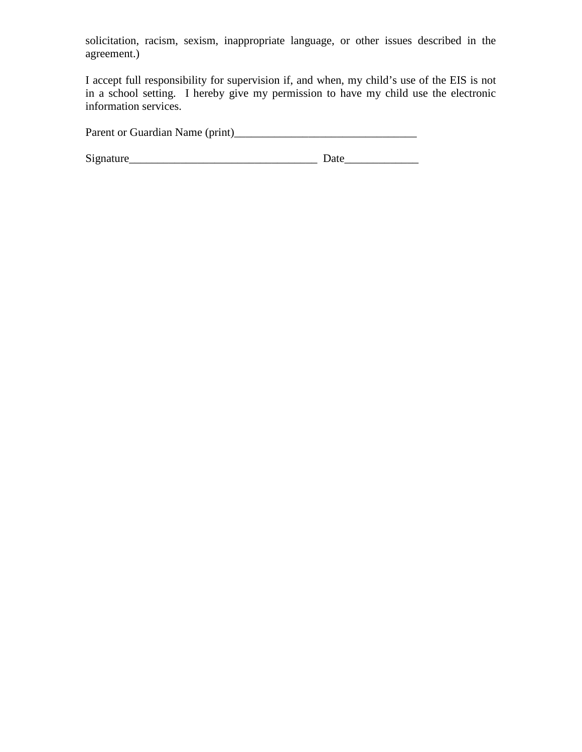solicitation, racism, sexism, inappropriate language, or other issues described in the agreement.)

I accept full responsibility for supervision if, and when, my child's use of the EIS is not in a school setting. I hereby give my permission to have my child use the electronic information services.

Parent or Guardian Name (print)________________________________

Signature_________________________________ Date_____________